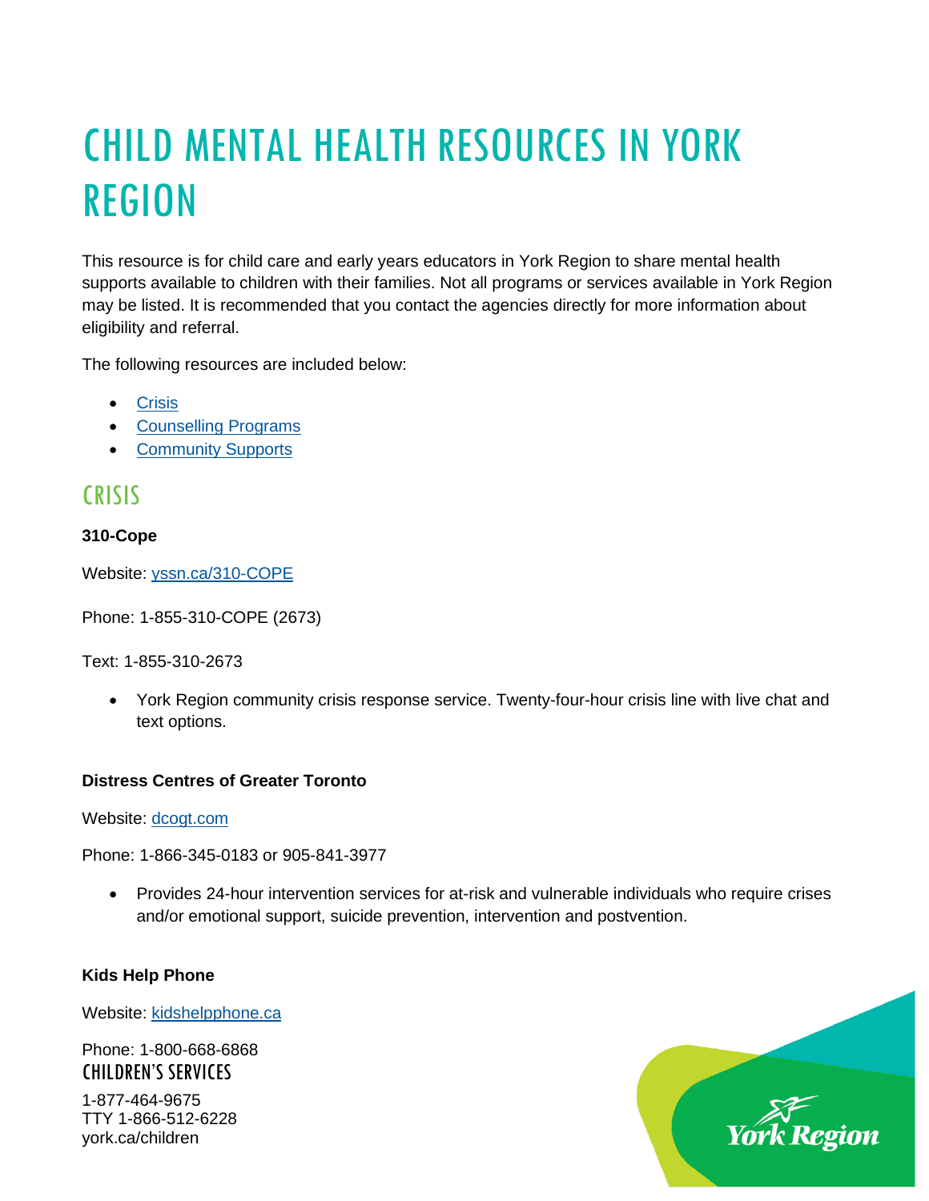# CHILD MENTAL HEALTH RESOURCES IN YORK REGION

This resource is for child care and early years educators in York Region to share mental health supports available to children with their families. Not all programs or services available in York Region may be listed. It is recommended that you contact the agencies directly for more information about eligibility and referral.

The following resources are included below:

- [Crisis](#crisis)
- [Counselling Programs](#counselling-programs)
- [Community Supports](#community-supports)

## CRISIS

**310-Cope**

Website: [yssn.ca/310-COPE](yssn.ca/310-COPE)

Phone: 1-855-310-COPE (2673)

Text: 1-855-310-2673

- York Region community crisis response service. Twenty-four-hour crisis line with live chat and text options.

**Distress Centres of Greater Toronto**

Website: [dcogt.com](dcogt.com)

Phone: 1-866-345-0183 or 905-841-3977

- Provides 24-hour intervention services for at-risk and vulnerable individuals who require crises and/or emotional support, suicide prevention, intervention and postvention.

**Kids Help Phone**

Website: [kidshelpphone.ca](kidshelpphone.ca)

Phone: 1-800-668-6868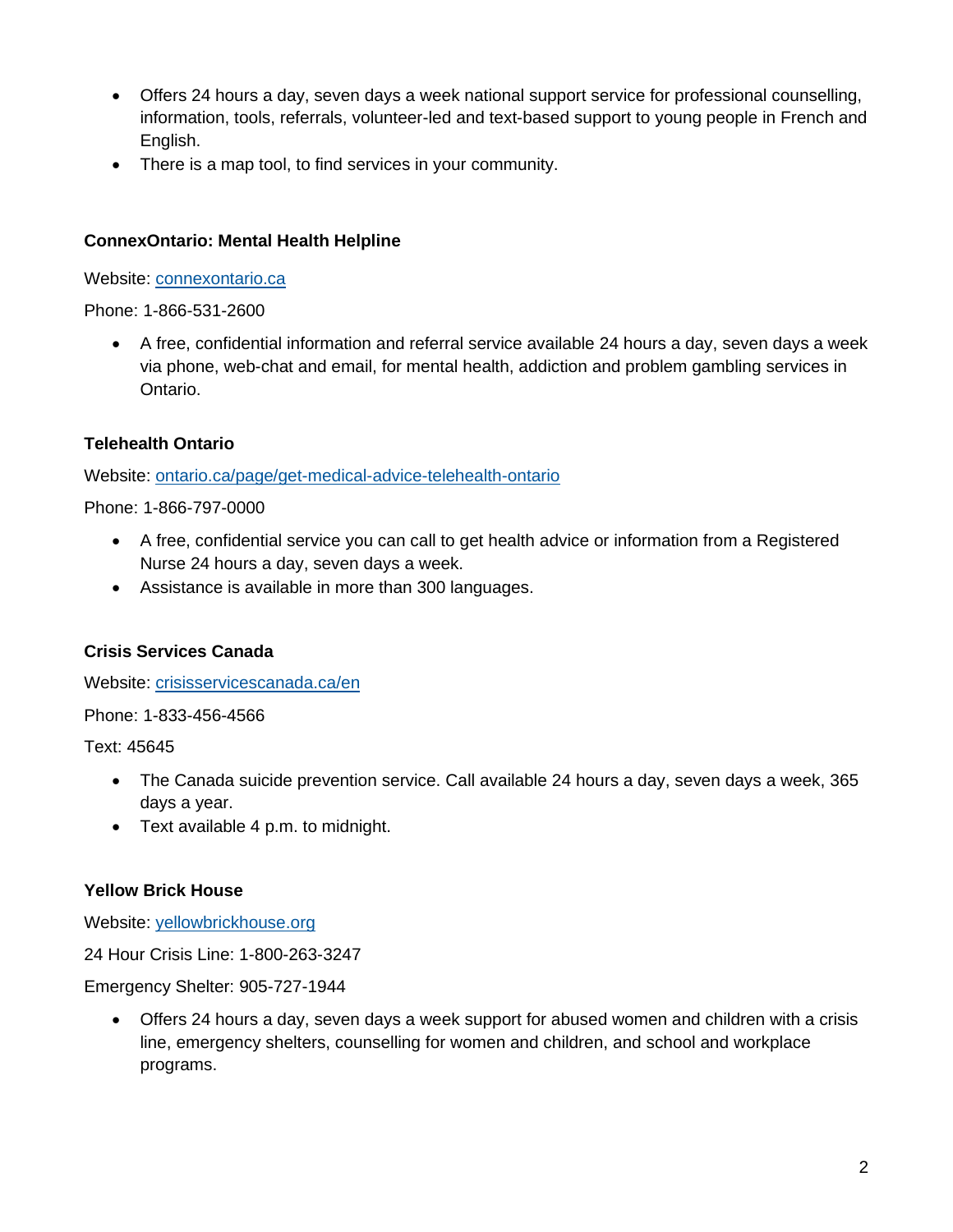- Offers 24 hours a day, seven days a week national support service for professional counselling, information, tools, referrals, volunteer-led and text-based support to young people in French and English.
- There is a map tool, to find services in your community.

**ConnexOntario: Mental Health Helpline**

Website: [connexontario.ca](connexontario.ca)

Phone: 1-866-531-2600

- A free, confidential information and referral service available 24 hours a day, seven days a week via phone, web-chat and email, for mental health, addiction and problem gambling services in Ontario.

**Telehealth Ontario**

Website: [ontario.ca/page/get-medical-advice-telehealth-ontario](ontario.ca/page/get-medical-advice-telehealth-ontario)

Phone: 1-866-797-0000

- A free, confidential service you can call to get health advice or information from a Registered Nurse 24 hours a day, seven days a week.
- Assistance is available in more than 300 languages.

**Crisis Services Canada**

Website: [crisisservicescanada.ca/en](crisisservicescanada.ca/en)

Phone: 1-833-456-4566

Text: 45645

- The Canada suicide prevention service. Call available 24 hours a day, seven days a week, 365 days a year.
- Text available 4 p.m. to midnight.

**Yellow Brick House**

Website: [yellowbrickhouse.org](yellowbrickhouse.org)

24 Hour Crisis Line: 1-800-263-3247

Emergency Shelter: 905-727-1944

- Offers 24 hours a day, seven days a week support for abused women and children with a crisis line, emergency shelters, counselling for women and children, and school and workplace programs.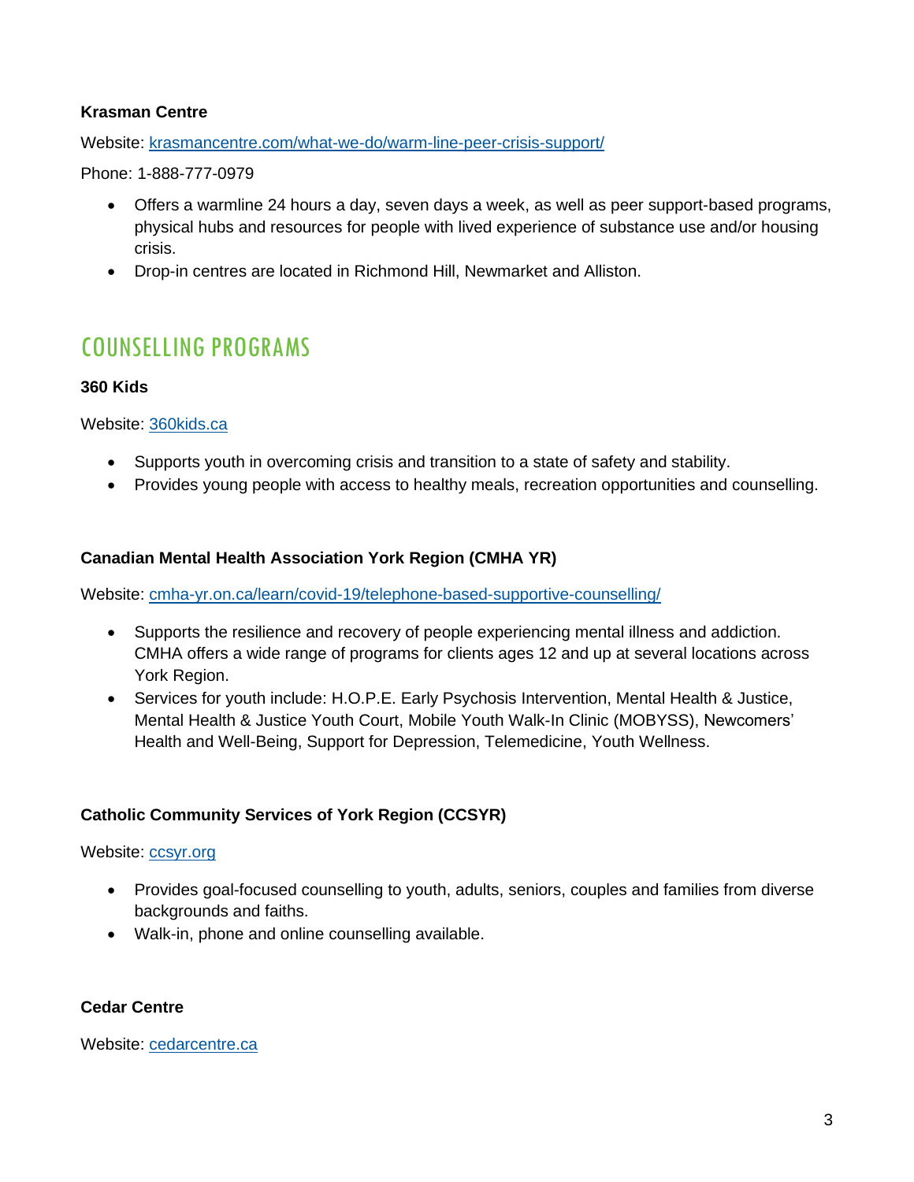**Krasman Centre**

Website: [krasmancentre.com/what-we-do/warm-line-peer-crisis-support/](krasmancentre.com/what-we-do/warm-line-peer-crisis-support/)

Phone: 1-888-777-0979

- Offers a warmline 24 hours a day, seven days a week, as well as peer support-based programs, physical hubs and resources for people with lived experience of substance use and/or housing crisis.
- Drop-in centres are located in Richmond Hill, Newmarket and Alliston.

## COUNSELLING PROGRAMS

**360 Kids**

Website: [360kids.ca](360kids.ca)

- Supports youth in overcoming crisis and transition to a state of safety and stability.
- Provides young people with access to healthy meals, recreation opportunities and counselling.

**Canadian Mental Health Association York Region (CMHA YR)**

Website: [cmha-yr.on.ca/learn/covid-19/telephone-based-supportive-counselling/](cmha-yr.on.ca/learn/covid-19/telephone-based-supportive-counselling/)

- Supports the resilience and recovery of people experiencing mental illness and addiction. CMHA offers a wide range of programs for clients ages 12 and up at several locations across York Region.
- Services for youth include: H.O.P.E. Early Psychosis Intervention, Mental Health & Justice, Mental Health & Justice Youth Court, Mobile Youth Walk-In Clinic (MOBYSS), Newcomers' Health and Well-Being, Support for Depression, Telemedicine, Youth Wellness.

**Catholic Community Services of York Region (CCSYR)**

Website: [ccsyr.org](ccsyr.org)

- Provides goal-focused counselling to youth, adults, seniors, couples and families from diverse backgrounds and faiths.
- Walk-in, phone and online counselling available.

**Cedar Centre**

Website: [cedarcentre.ca](cedarcentre.ca)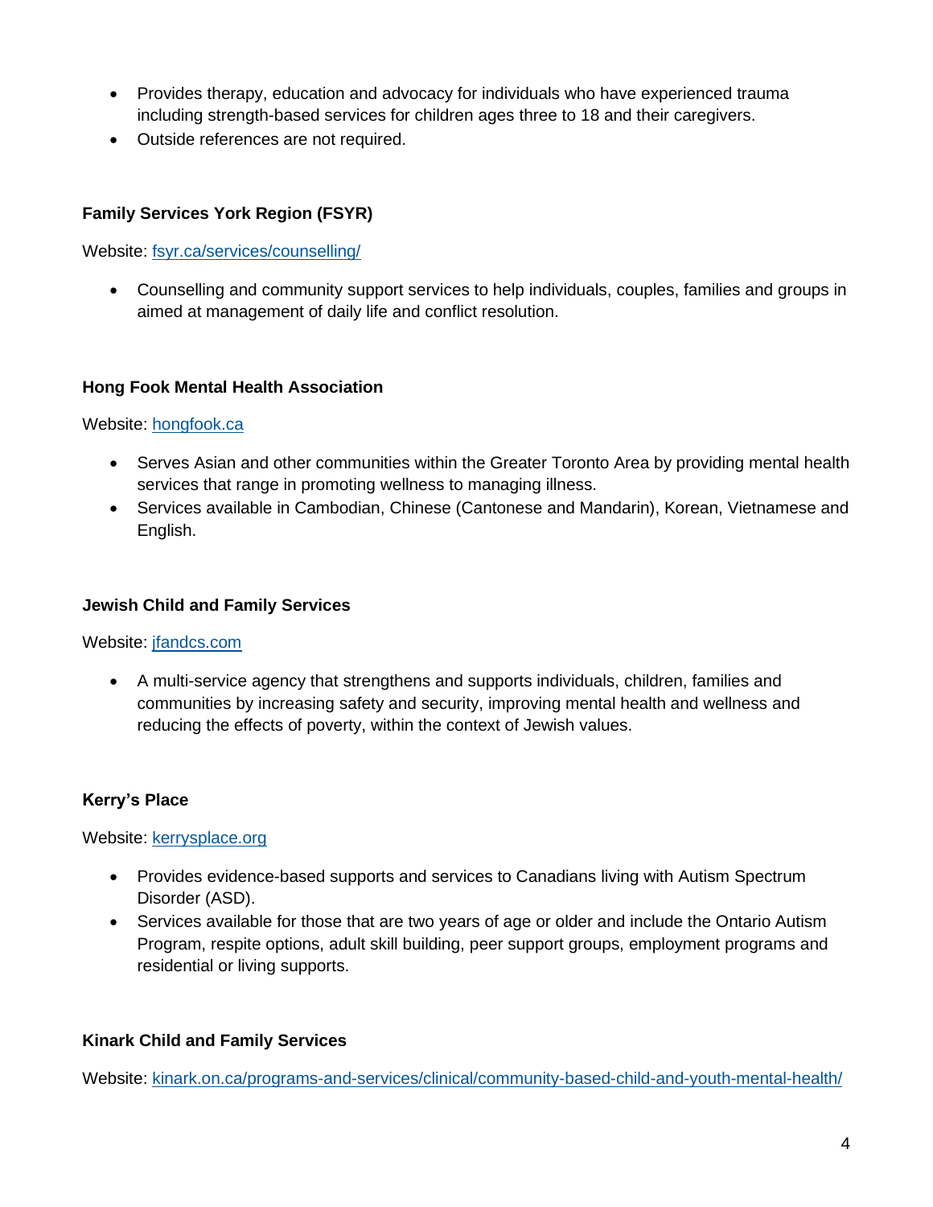- Provides therapy, education and advocacy for individuals who have experienced trauma including strength-based services for children ages three to 18 and their caregivers.
- Outside references are not required.

**Family Services York Region (FSYR)**

Website: [fsyr.ca/services/counselling/](fsyr.ca/services/counselling/)

- Counselling and community support services to help individuals, couples, families and groups in aimed at management of daily life and conflict resolution.

**Hong Fook Mental Health Association**

Website: [hongfook.ca](hongfook.ca)

- Serves Asian and other communities within the Greater Toronto Area by providing mental health services that range in promoting wellness to managing illness.
- Services available in Cambodian, Chinese (Cantonese and Mandarin), Korean, Vietnamese and English.

**Jewish Child and Family Services**

Website: [jfandcs.com](jfandcs.com)

- A multi-service agency that strengthens and supports individuals, children, families and communities by increasing safety and security, improving mental health and wellness and reducing the effects of poverty, within the context of Jewish values.

**Kerry's Place**

Website: [kerrysplace.org](kerrysplace.org)

- Provides evidence-based supports and services to Canadians living with Autism Spectrum Disorder (ASD).
- Services available for those that are two years of age or older and include the Ontario Autism Program, respite options, adult skill building, peer support groups, employment programs and residential or living supports.

**Kinark Child and Family Services**

Website: [kinark.on.ca/programs-and-services/clinical/community-based-child-and-youth-mental-health/](kinark.on.ca/programs-and-services/clinical/community-based-child-and-youth-mental-health/)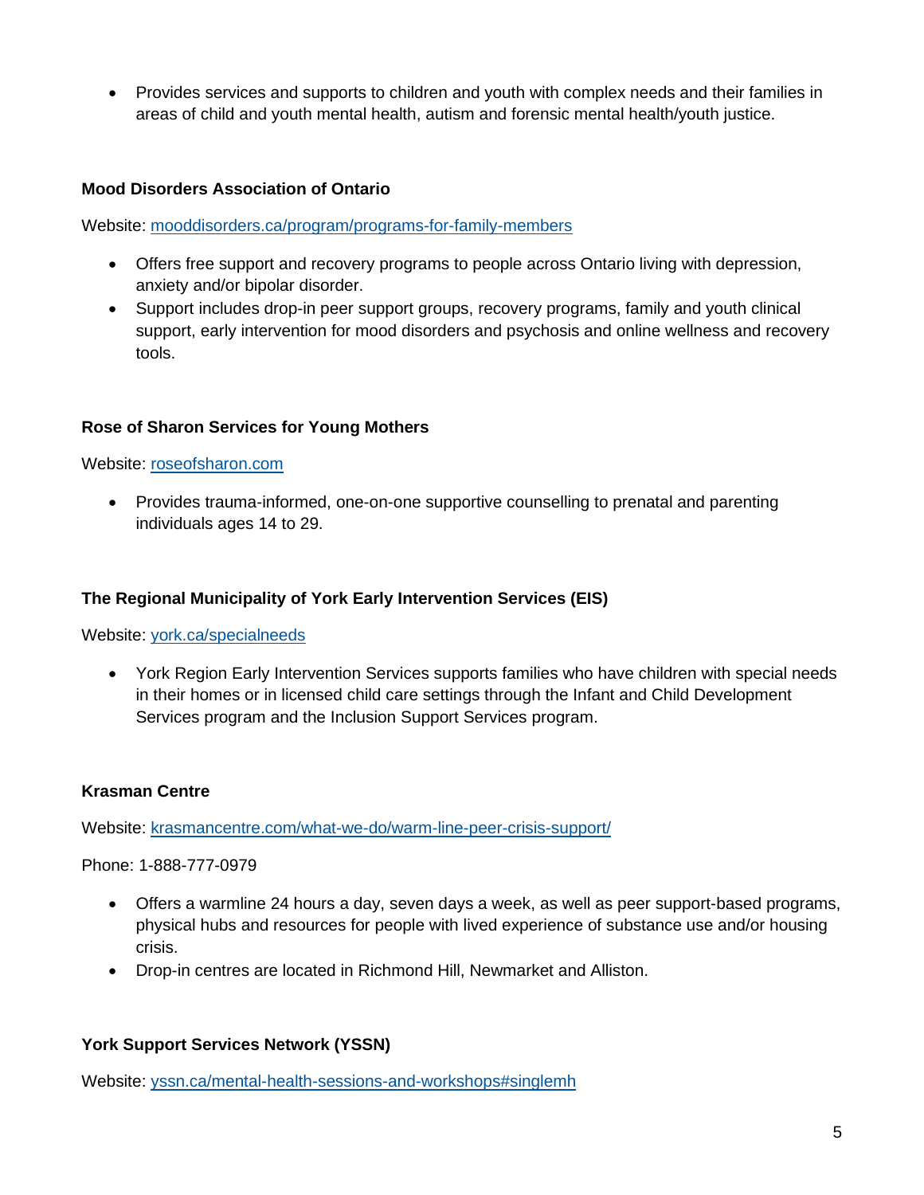- Provides services and supports to children and youth with complex needs and their families in areas of child and youth mental health, autism and forensic mental health/youth justice.

**Mood Disorders Association of Ontario**

Website: [mooddisorders.ca/program/programs-for-family-members](mooddisorders.ca/program/programs-for-family-members)

- Offers free support and recovery programs to people across Ontario living with depression, anxiety and/or bipolar disorder.
- Support includes drop-in peer support groups, recovery programs, family and youth clinical support, early intervention for mood disorders and psychosis and online wellness and recovery tools.

**Rose of Sharon Services for Young Mothers**

Website: [roseofsharon.com](roseofsharon.com)

- Provides trauma-informed, one-on-one supportive counselling to prenatal and parenting individuals ages 14 to 29.

**The Regional Municipality of York Early Intervention Services (EIS)**

Website: [york.ca/specialneeds](york.ca/specialneeds)

- York Region Early Intervention Services supports families who have children with special needs in their homes or in licensed child care settings through the Infant and Child Development Services program and the Inclusion Support Services program.

**Krasman Centre**

Website: [krasmancentre.com/what-we-do/warm-line-peer-crisis-support/](krasmancentre.com/what-we-do/warm-line-peer-crisis-support/)

Phone: 1-888-777-0979

- Offers a warmline 24 hours a day, seven days a week, as well as peer support-based programs, physical hubs and resources for people with lived experience of substance use and/or housing crisis.
- Drop-in centres are located in Richmond Hill, Newmarket and Alliston.

**York Support Services Network (YSSN)**

Website: [yssn.ca/mental-health-sessions-and-workshops#singlemh](yssn.ca/mental-health-sessions-and-workshops#singlemh)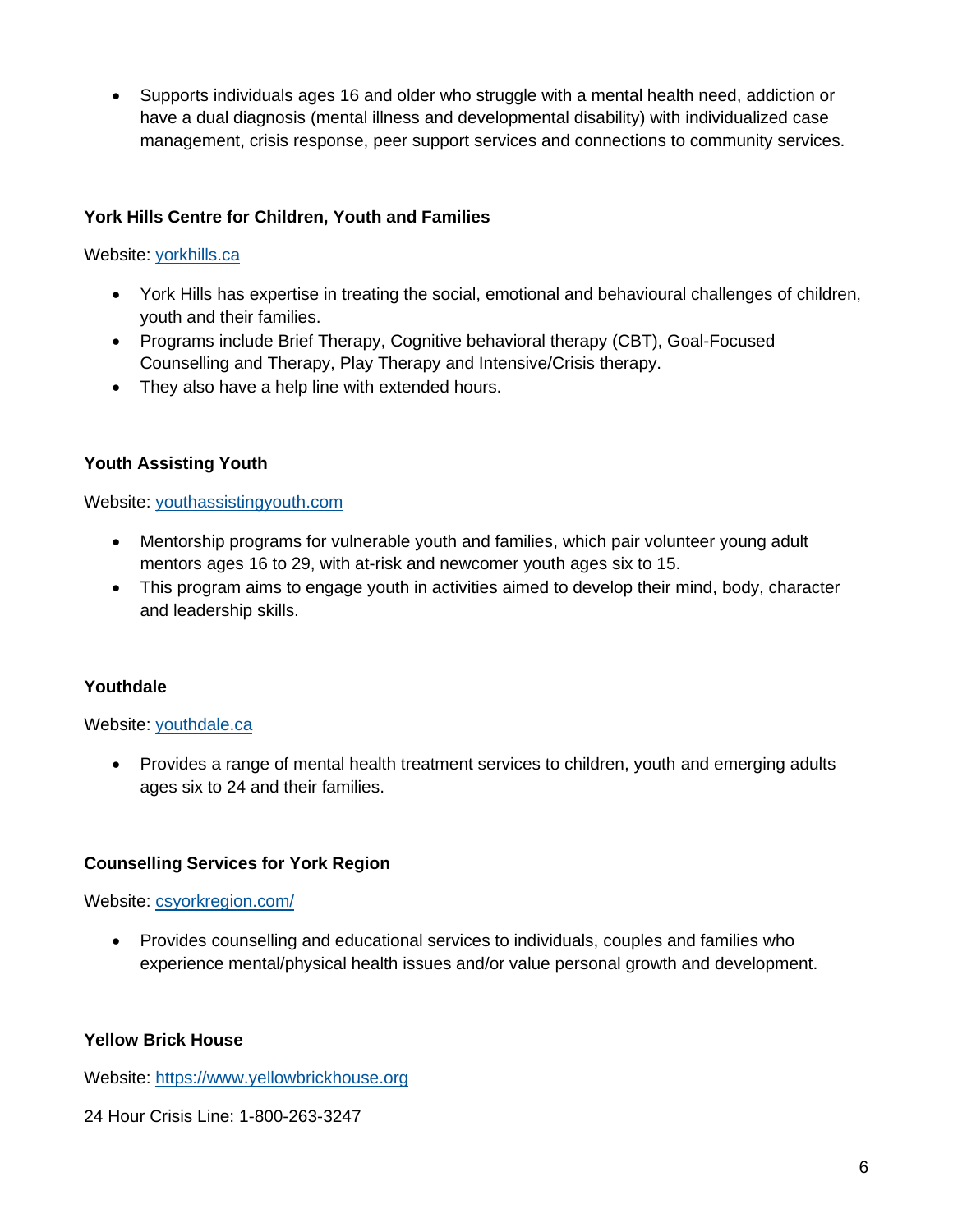- Supports individuals ages 16 and older who struggle with a mental health need, addiction or have a dual diagnosis (mental illness and developmental disability) with individualized case management, crisis response, peer support services and connections to community services.

**York Hills Centre for Children, Youth and Families**

Website: [yorkhills.ca](yorkhills.ca)

- York Hills has expertise in treating the social, emotional and behavioural challenges of children, youth and their families.
- Programs include Brief Therapy, Cognitive behavioral therapy (CBT), Goal-Focused Counselling and Therapy, Play Therapy and Intensive/Crisis therapy.
- They also have a help line with extended hours.

**Youth Assisting Youth**

Website: [youthassistingyouth.com](youthassistingyouth.com)

- Mentorship programs for vulnerable youth and families, which pair volunteer young adult mentors ages 16 to 29, with at-risk and newcomer youth ages six to 15.
- This program aims to engage youth in activities aimed to develop their mind, body, character and leadership skills.

**Youthdale**

Website: [youthdale.ca](youthdale.ca)

- Provides a range of mental health treatment services to children, youth and emerging adults ages six to 24 and their families.

**Counselling Services for York Region**

Website: [csyorkregion.com/](csyorkregion.com/)

- Provides counselling and educational services to individuals, couples and families who experience mental/physical health issues and/or value personal growth and development.

**Yellow Brick House**

Website: [https://www.yellowbrickhouse.org](https://www.yellowbrickhouse.org)

24 Hour Crisis Line: 1-800-263-3247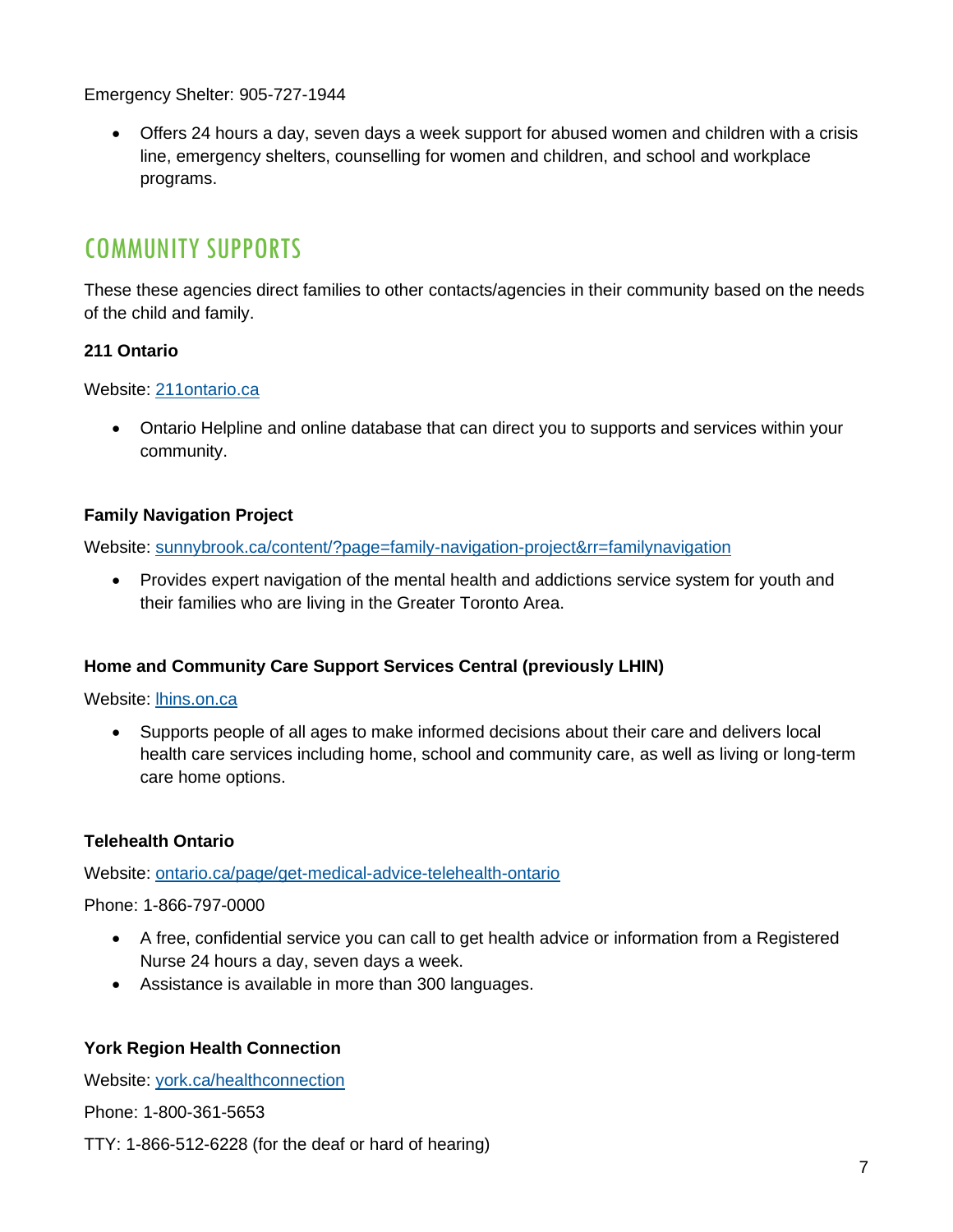Emergency Shelter: 905-727-1944

- Offers 24 hours a day, seven days a week support for abused women and children with a crisis line, emergency shelters, counselling for women and children, and school and workplace programs.

## COMMUNITY SUPPORTS

These these agencies direct families to other contacts/agencies in their community based on the needs of the child and family.

**211 Ontario**

Website: [211ontario.ca](211ontario.ca)

- Ontario Helpline and online database that can direct you to supports and services within your community.

**Family Navigation Project**

Website: [sunnybrook.ca/content/?page=family-navigation-project&rr=familynavigation](sunnybrook.ca/content/?page=family-navigation-project&rr=familynavigation)

- Provides expert navigation of the mental health and addictions service system for youth and their families who are living in the Greater Toronto Area.

**Home and Community Care Support Services Central (previously LHIN)**

Website: [lhins.on.ca](lhins.on.ca)

- Supports people of all ages to make informed decisions about their care and delivers local health care services including home, school and community care, as well as living or long-term care home options.

**Telehealth Ontario**

Website: [ontario.ca/page/get-medical-advice-telehealth-ontario](ontario.ca/page/get-medical-advice-telehealth-ontario)

Phone: 1-866-797-0000

- A free, confidential service you can call to get health advice or information from a Registered Nurse 24 hours a day, seven days a week.
- Assistance is available in more than 300 languages.

**York Region Health Connection**

Website: [york.ca/healthconnection](york.ca/healthconnection)

Phone: 1-800-361-5653

TTY: 1-866-512-6228 (for the deaf or hard of hearing)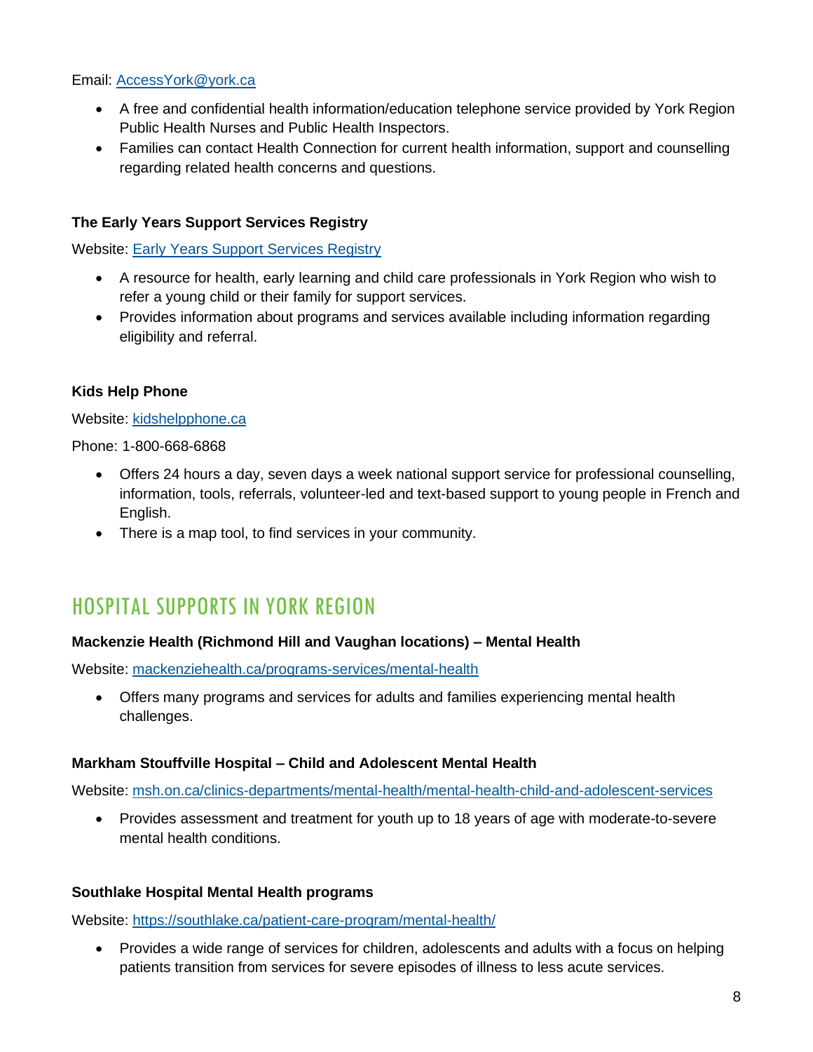Email: [AccessYork@york.ca](mailto:AccessYork@york.ca)

- A free and confidential health information/education telephone service provided by York Region Public Health Nurses and Public Health Inspectors.
- Families can contact Health Connection for current health information, support and counselling regarding related health concerns and questions.

**The Early Years Support Services Registry**

Website: Early Years Support Services Registry

- A resource for health, early learning and child care professionals in York Region who wish to refer a young child or their family for support services.
- Provides information about programs and services available including information regarding eligibility and referral.

**Kids Help Phone**

Website: kidshelpphone.ca

Phone: 1-800-668-6868

- Offers 24 hours a day, seven days a week national support service for professional counselling, information, tools, referrals, volunteer-led and text-based support to young people in French and English.
- There is a map tool, to find services in your community.

## HOSPITAL SUPPORTS IN YORK REGION

**Mackenzie Health (Richmond Hill and Vaughan locations) – Mental Health**

Website: mackenziehealth.ca/programs-services/mental-health

- Offers many programs and services for adults and families experiencing mental health challenges.

**Markham Stouffville Hospital – Child and Adolescent Mental Health**

Website: msh.on.ca/clinics-departments/mental-health/mental-health-child-and-adolescent-services

- Provides assessment and treatment for youth up to 18 years of age with moderate-to-severe mental health conditions.

**Southlake Hospital Mental Health programs**

Website: https://southlake.ca/patient-care-program/mental-health/

- Provides a wide range of services for children, adolescents and adults with a focus on helping patients transition from services for severe episodes of illness to less acute services.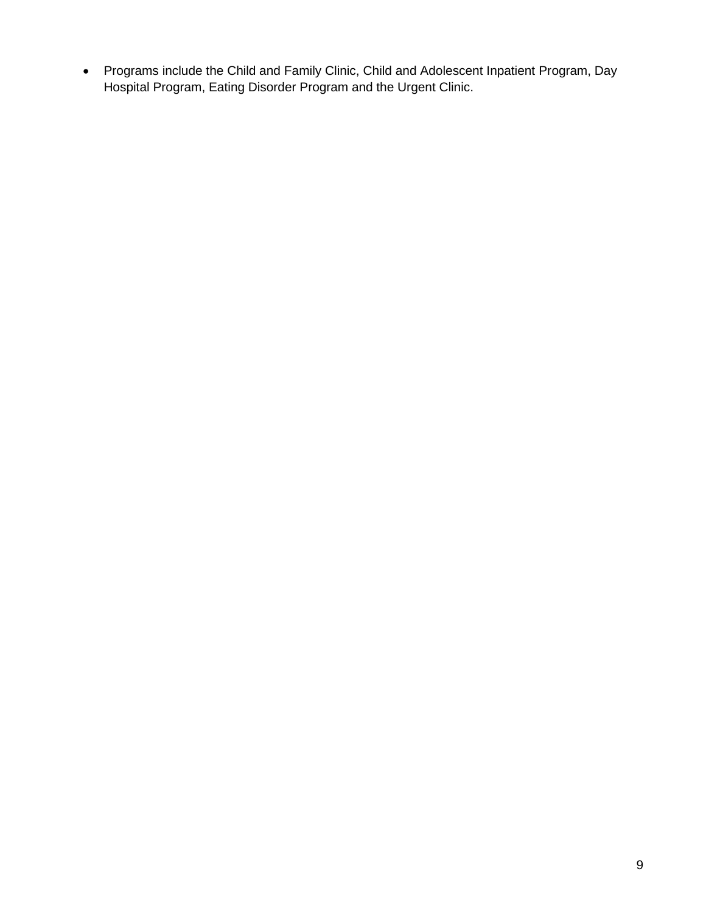- Programs include the Child and Family Clinic, Child and Adolescent Inpatient Program, Day Hospital Program, Eating Disorder Program and the Urgent Clinic.